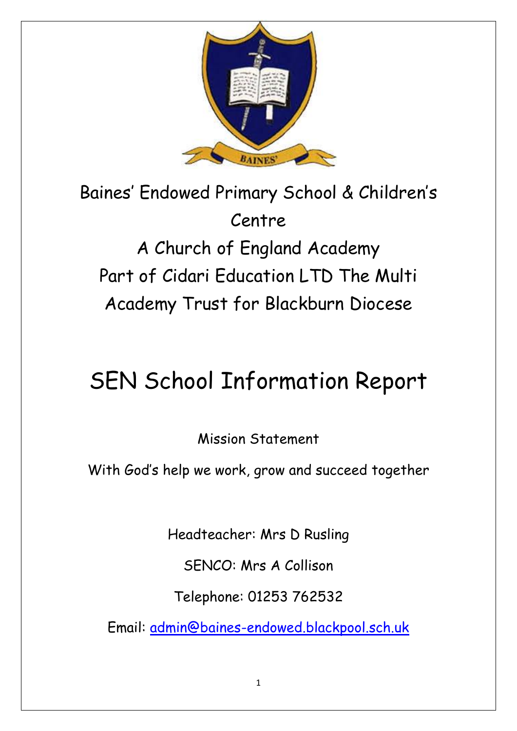Baines' Endowed Primary School & Children's Centre

A Church of England Academy

Part of Cidari Education LTD The Multi Academy Trust for Blackburn Diocese

# SEN School Information Report

Mission Statement

With God's help we work, grow and succeed together

Headteacher: Mrs D Rusling

SENCO: Mrs A Collison

Telephone: 01253 762532

Email: admin@baines-endowed.blackpool.sch.uk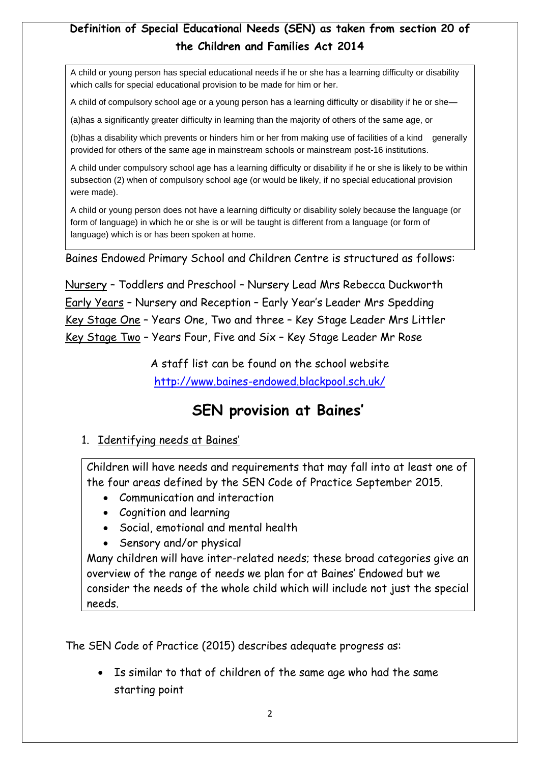**Definition of Special Educational Needs (SEN) as taken from section 20 of the Children and Families Act 2014**

A child or young person has special educational needs if he or she has a learning difficulty or disability which calls for special educational provision to be made for him or her.

A child of compulsory school age or a young person has a learning difficulty or disability if he or she—

(a)has a significantly greater difficulty in learning than the majority of others of the same age, or

(b)has a disability which prevents or hinders him or her from making use of facilities of a kind generally provided for others of the same age in mainstream schools or mainstream post-16 institutions.

A child under compulsory school age has a learning difficulty or disability if he or she is likely to be within subsection (2) when of compulsory school age (or would be likely, if no special educational provision were made).

A child or young person does not have a learning difficulty or disability solely because the language (or form of language) in which he or she is or will be taught is different from a language (or form of language) which is or has been spoken at home.

Baines Endowed Primary School and Children Centre is structured as follows:

Nursery – Toddlers and Preschool – Nursery Lead Mrs Rebecca Duckworth
Early Years – Nursery and Reception – Early Year's Leader Mrs Spedding
Key Stage One – Years One, Two and three – Key Stage Leader Mrs Littler
Key Stage Two – Years Four, Five and Six – Key Stage Leader Mr Rose

A staff list can be found on the school website
http://www.baines-endowed.blackpool.sch.uk/

## SEN provision at Baines'

1. Identifying needs at Baines'

Children will have needs and requirements that may fall into at least one of the four areas defined by the SEN Code of Practice September 2015.

- Communication and interaction
- Cognition and learning
- Social, emotional and mental health
- Sensory and/or physical

Many children will have inter-related needs; these broad categories give an overview of the range of needs we plan for at Baines' Endowed but we consider the needs of the whole child which will include not just the special needs.

The SEN Code of Practice (2015) describes adequate progress as:

- Is similar to that of children of the same age who had the same starting point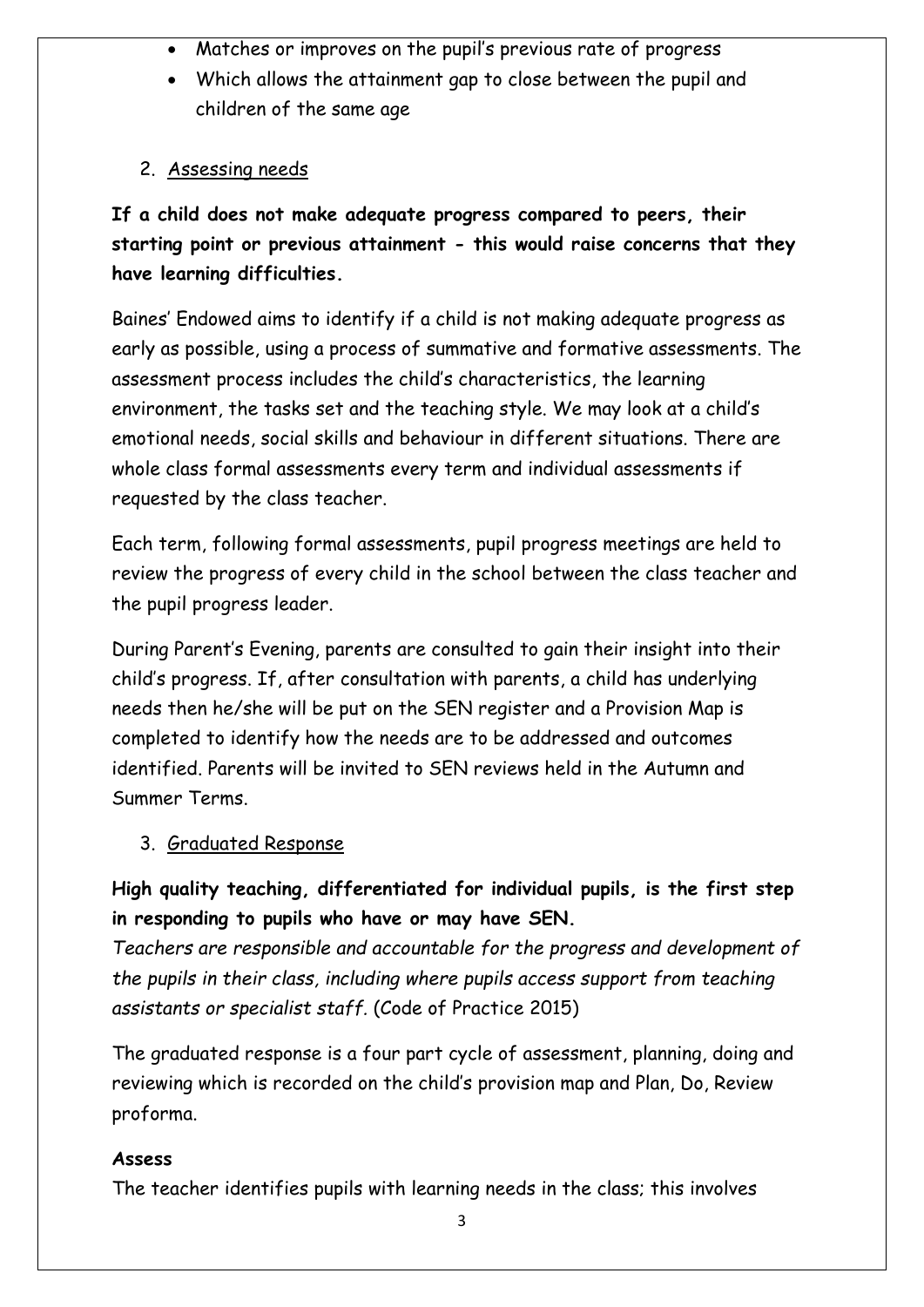- Matches or improves on the pupil's previous rate of progress
- Which allows the attainment gap to close between the pupil and children of the same age

2. <u>Assessing needs</u>

**If a child does not make adequate progress compared to peers, their starting point or previous attainment - this would raise concerns that they have learning difficulties.**

Baines' Endowed aims to identify if a child is not making adequate progress as early as possible, using a process of summative and formative assessments. The assessment process includes the child's characteristics, the learning environment, the tasks set and the teaching style. We may look at a child's emotional needs, social skills and behaviour in different situations. There are whole class formal assessments every term and individual assessments if requested by the class teacher.

Each term, following formal assessments, pupil progress meetings are held to review the progress of every child in the school between the class teacher and the pupil progress leader.

During Parent's Evening, parents are consulted to gain their insight into their child's progress. If, after consultation with parents, a child has underlying needs then he/she will be put on the SEN register and a Provision Map is completed to identify how the needs are to be addressed and outcomes identified. Parents will be invited to SEN reviews held in the Autumn and Summer Terms.

3. <u>Graduated Response</u>

**High quality teaching, differentiated for individual pupils, is the first step in responding to pupils who have or may have SEN.**
*Teachers are responsible and accountable for the progress and development of the pupils in their class, including where pupils access support from teaching assistants or specialist staff.* (Code of Practice 2015)

The graduated response is a four part cycle of assessment, planning, doing and reviewing which is recorded on the child's provision map and Plan, Do, Review proforma.

**Assess**
The teacher identifies pupils with learning needs in the class; this involves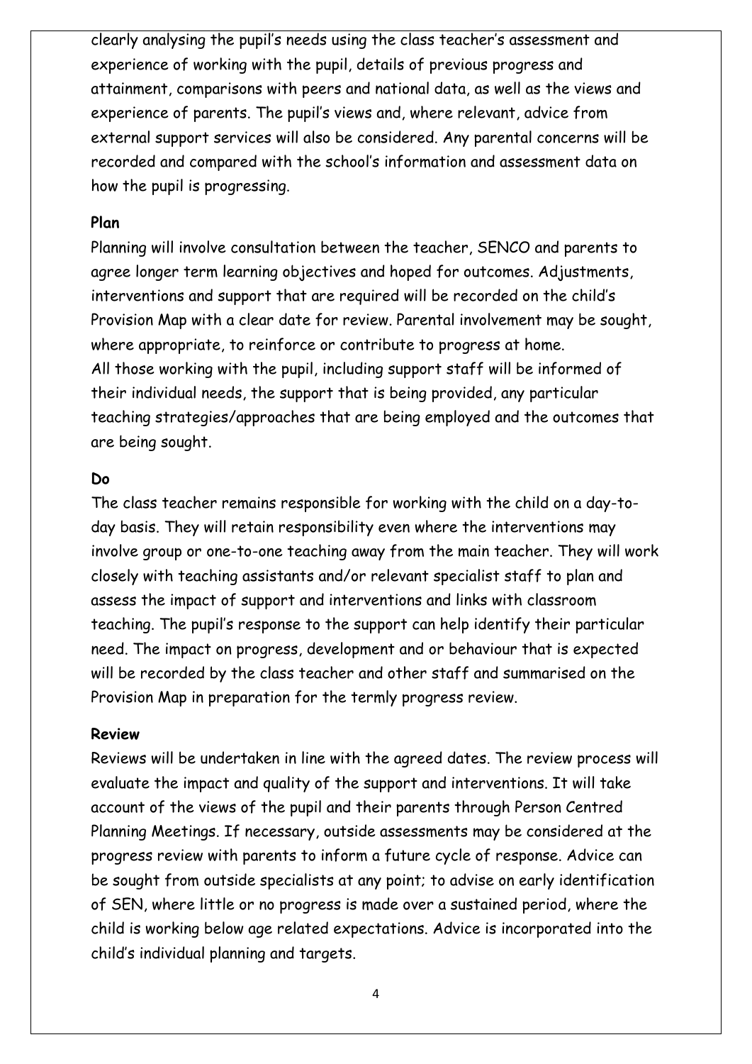clearly analysing the pupil's needs using the class teacher's assessment and experience of working with the pupil, details of previous progress and attainment, comparisons with peers and national data, as well as the views and experience of parents. The pupil's views and, where relevant, advice from external support services will also be considered. Any parental concerns will be recorded and compared with the school's information and assessment data on how the pupil is progressing.

**Plan**

Planning will involve consultation between the teacher, SENCO and parents to agree longer term learning objectives and hoped for outcomes. Adjustments, interventions and support that are required will be recorded on the child's Provision Map with a clear date for review. Parental involvement may be sought, where appropriate, to reinforce or contribute to progress at home.
All those working with the pupil, including support staff will be informed of their individual needs, the support that is being provided, any particular teaching strategies/approaches that are being employed and the outcomes that are being sought.

**Do**

The class teacher remains responsible for working with the child on a day-to-day basis. They will retain responsibility even where the interventions may involve group or one-to-one teaching away from the main teacher. They will work closely with teaching assistants and/or relevant specialist staff to plan and assess the impact of support and interventions and links with classroom teaching. The pupil's response to the support can help identify their particular need. The impact on progress, development and or behaviour that is expected will be recorded by the class teacher and other staff and summarised on the Provision Map in preparation for the termly progress review.

**Review**

Reviews will be undertaken in line with the agreed dates. The review process will evaluate the impact and quality of the support and interventions. It will take account of the views of the pupil and their parents through Person Centred Planning Meetings. If necessary, outside assessments may be considered at the progress review with parents to inform a future cycle of response. Advice can be sought from outside specialists at any point; to advise on early identification of SEN, where little or no progress is made over a sustained period, where the child is working below age related expectations. Advice is incorporated into the child's individual planning and targets.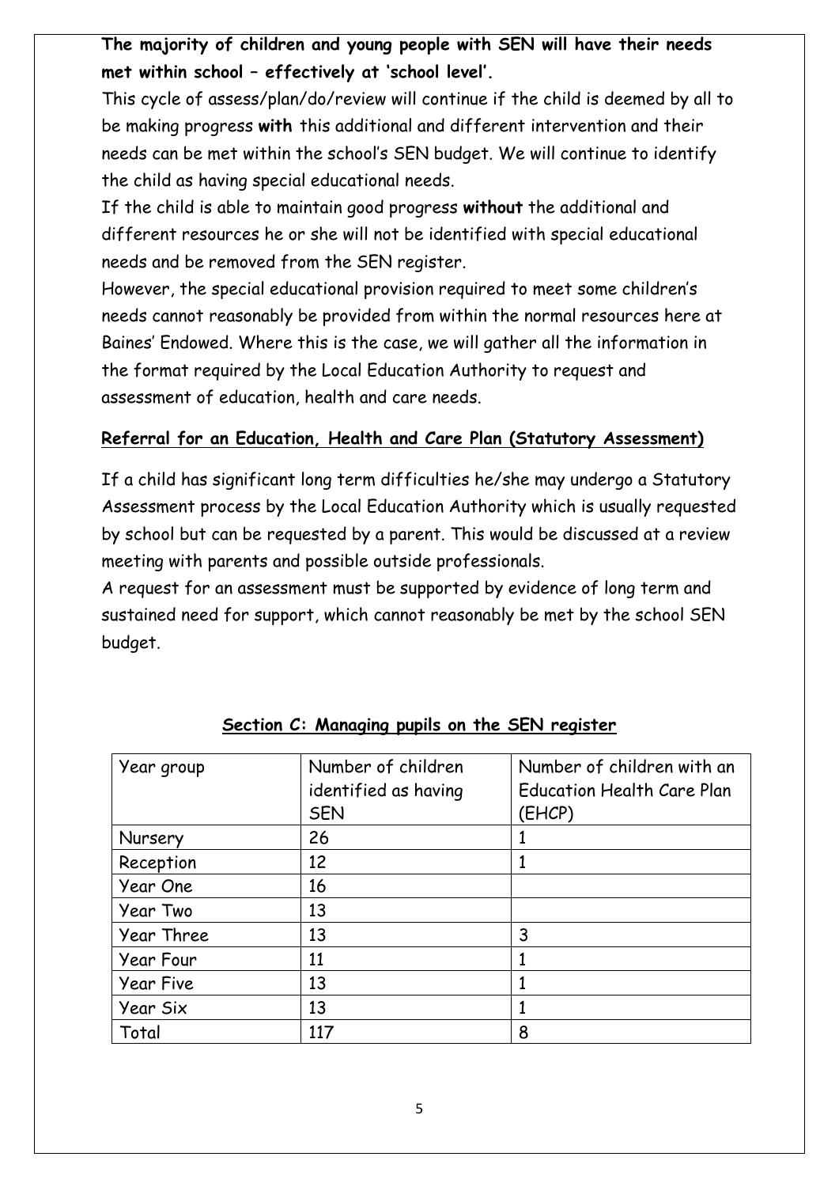**The majority of children and young people with SEN will have their needs met within school – effectively at 'school level'.**

This cycle of assess/plan/do/review will continue if the child is deemed by all to be making progress **with** this additional and different intervention and their needs can be met within the school's SEN budget. We will continue to identify the child as having special educational needs.

If the child is able to maintain good progress **without** the additional and different resources he or she will not be identified with special educational needs and be removed from the SEN register.

However, the special educational provision required to meet some children's needs cannot reasonably be provided from within the normal resources here at Baines' Endowed. Where this is the case, we will gather all the information in the format required by the Local Education Authority to request and assessment of education, health and care needs.

## Referral for an Education, Health and Care Plan (Statutory Assessment)

If a child has significant long term difficulties he/she may undergo a Statutory Assessment process by the Local Education Authority which is usually requested by school but can be requested by a parent. This would be discussed at a review meeting with parents and possible outside professionals.

A request for an assessment must be supported by evidence of long term and sustained need for support, which cannot reasonably be met by the school SEN budget.

## Section C: Managing pupils on the SEN register

| Year group | Number of children identified as having SEN | Number of children with an Education Health Care Plan (EHCP) |
|---|---|---|
| Nursery | 26 | 1 |
| Reception | 12 | 1 |
| Year One | 16 | |
| Year Two | 13 | |
| Year Three | 13 | 3 |
| Year Four | 11 | 1 |
| Year Five | 13 | 1 |
| Year Six | 13 | 1 |
| Total | 117 | 8 |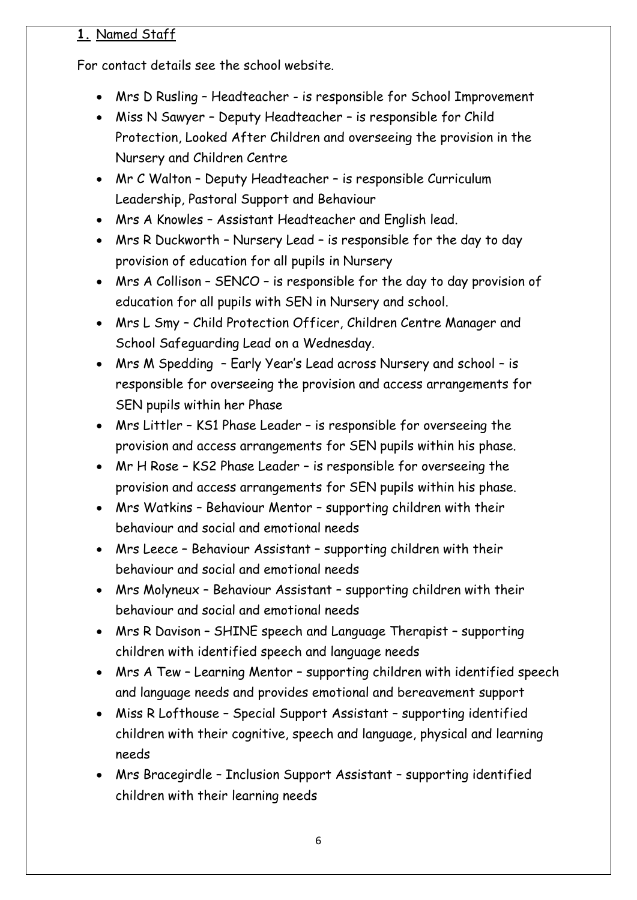## 1. Named Staff

For contact details see the school website.

- Mrs D Rusling – Headteacher - is responsible for School Improvement
- Miss N Sawyer – Deputy Headteacher – is responsible for Child Protection, Looked After Children and overseeing the provision in the Nursery and Children Centre
- Mr C Walton – Deputy Headteacher – is responsible Curriculum Leadership, Pastoral Support and Behaviour
- Mrs A Knowles – Assistant Headteacher and English lead.
- Mrs R Duckworth – Nursery Lead – is responsible for the day to day provision of education for all pupils in Nursery
- Mrs A Collison – SENCO – is responsible for the day to day provision of education for all pupils with SEN in Nursery and school.
- Mrs L Smy – Child Protection Officer, Children Centre Manager and School Safeguarding Lead on a Wednesday.
- Mrs M Spedding – Early Year's Lead across Nursery and school – is responsible for overseeing the provision and access arrangements for SEN pupils within her Phase
- Mrs Littler – KS1 Phase Leader – is responsible for overseeing the provision and access arrangements for SEN pupils within his phase.
- Mr H Rose – KS2 Phase Leader – is responsible for overseeing the provision and access arrangements for SEN pupils within his phase.
- Mrs Watkins – Behaviour Mentor – supporting children with their behaviour and social and emotional needs
- Mrs Leece – Behaviour Assistant – supporting children with their behaviour and social and emotional needs
- Mrs Molyneux – Behaviour Assistant – supporting children with their behaviour and social and emotional needs
- Mrs R Davison – SHINE speech and Language Therapist – supporting children with identified speech and language needs
- Mrs A Tew – Learning Mentor – supporting children with identified speech and language needs and provides emotional and bereavement support
- Miss R Lofthouse – Special Support Assistant – supporting identified children with their cognitive, speech and language, physical and learning needs
- Mrs Bracegirdle – Inclusion Support Assistant – supporting identified children with their learning needs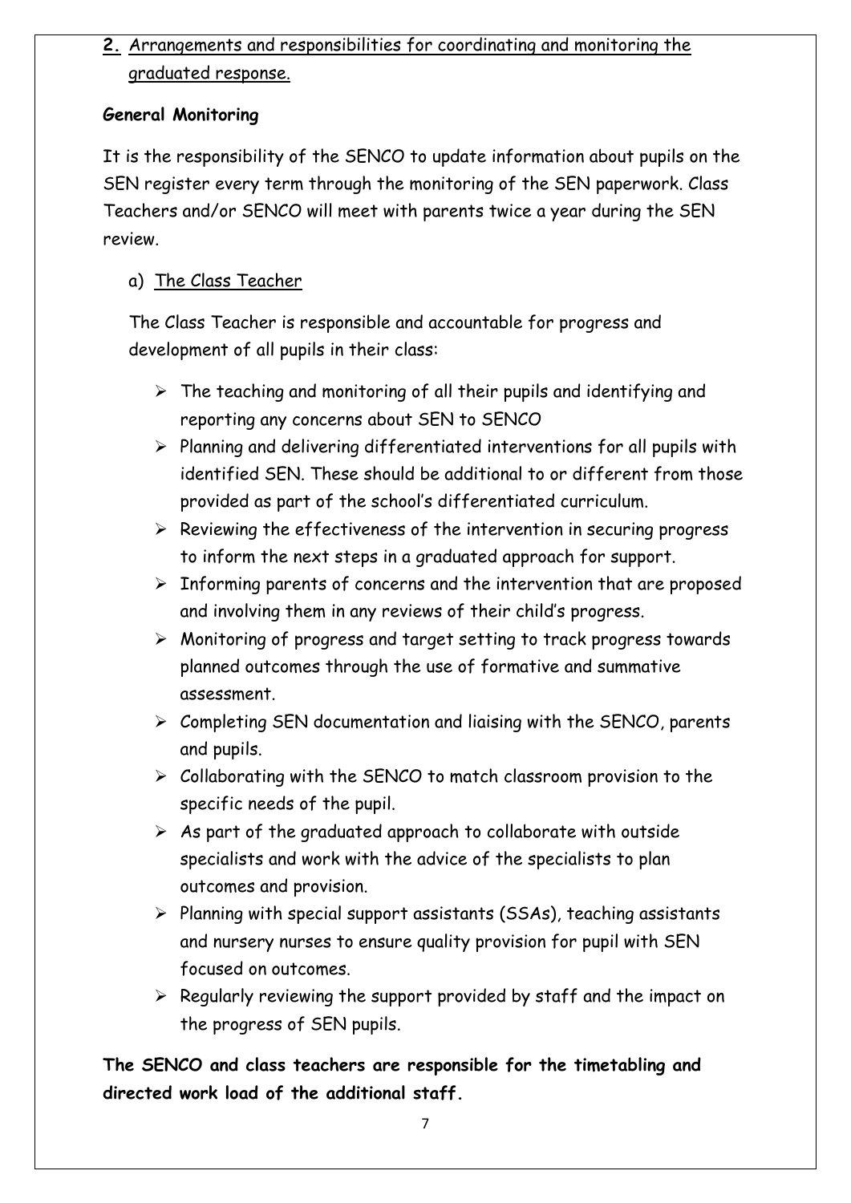## 2. Arrangements and responsibilities for coordinating and monitoring the graduated response.

**General Monitoring**

It is the responsibility of the SENCO to update information about pupils on the SEN register every term through the monitoring of the SEN paperwork. Class Teachers and/or SENCO will meet with parents twice a year during the SEN review.

a) The Class Teacher

The Class Teacher is responsible and accountable for progress and development of all pupils in their class:

- The teaching and monitoring of all their pupils and identifying and reporting any concerns about SEN to SENCO
- Planning and delivering differentiated interventions for all pupils with identified SEN. These should be additional to or different from those provided as part of the school's differentiated curriculum.
- Reviewing the effectiveness of the intervention in securing progress to inform the next steps in a graduated approach for support.
- Informing parents of concerns and the intervention that are proposed and involving them in any reviews of their child's progress.
- Monitoring of progress and target setting to track progress towards planned outcomes through the use of formative and summative assessment.
- Completing SEN documentation and liaising with the SENCO, parents and pupils.
- Collaborating with the SENCO to match classroom provision to the specific needs of the pupil.
- As part of the graduated approach to collaborate with outside specialists and work with the advice of the specialists to plan outcomes and provision.
- Planning with special support assistants (SSAs), teaching assistants and nursery nurses to ensure quality provision for pupil with SEN focused on outcomes.
- Regularly reviewing the support provided by staff and the impact on the progress of SEN pupils.

**The SENCO and class teachers are responsible for the timetabling and directed work load of the additional staff.**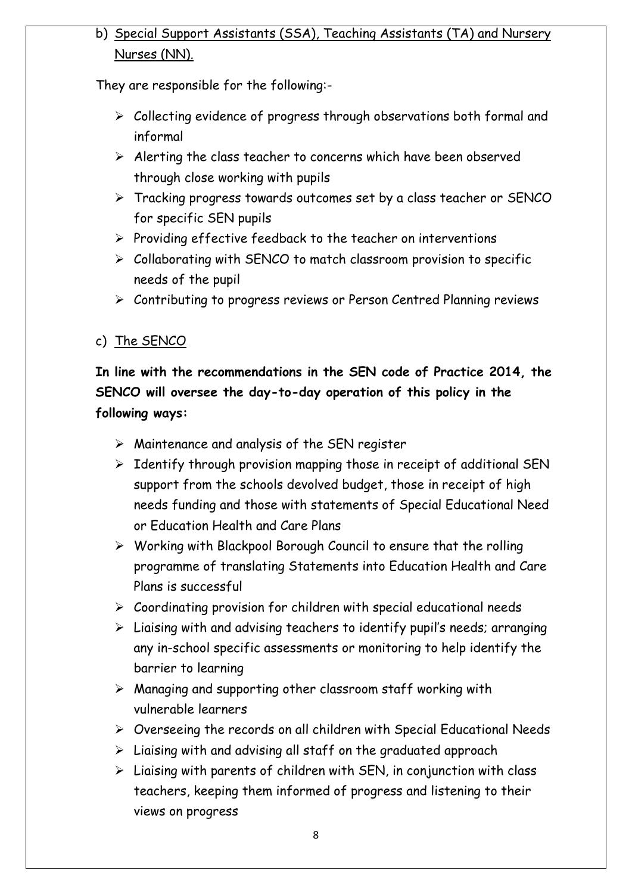b) <u>Special Support Assistants (SSA), Teaching Assistants (TA) and Nursery Nurses (NN).</u>

They are responsible for the following:-

- Collecting evidence of progress through observations both formal and informal
- Alerting the class teacher to concerns which have been observed through close working with pupils
- Tracking progress towards outcomes set by a class teacher or SENCO for specific SEN pupils
- Providing effective feedback to the teacher on interventions
- Collaborating with SENCO to match classroom provision to specific needs of the pupil
- Contributing to progress reviews or Person Centred Planning reviews

c) <u>The SENCO</u>

**In line with the recommendations in the SEN code of Practice 2014, the SENCO will oversee the day-to-day operation of this policy in the following ways:**

- Maintenance and analysis of the SEN register
- Identify through provision mapping those in receipt of additional SEN support from the schools devolved budget, those in receipt of high needs funding and those with statements of Special Educational Need or Education Health and Care Plans
- Working with Blackpool Borough Council to ensure that the rolling programme of translating Statements into Education Health and Care Plans is successful
- Coordinating provision for children with special educational needs
- Liaising with and advising teachers to identify pupil's needs; arranging any in-school specific assessments or monitoring to help identify the barrier to learning
- Managing and supporting other classroom staff working with vulnerable learners
- Overseeing the records on all children with Special Educational Needs
- Liaising with and advising all staff on the graduated approach
- Liaising with parents of children with SEN, in conjunction with class teachers, keeping them informed of progress and listening to their views on progress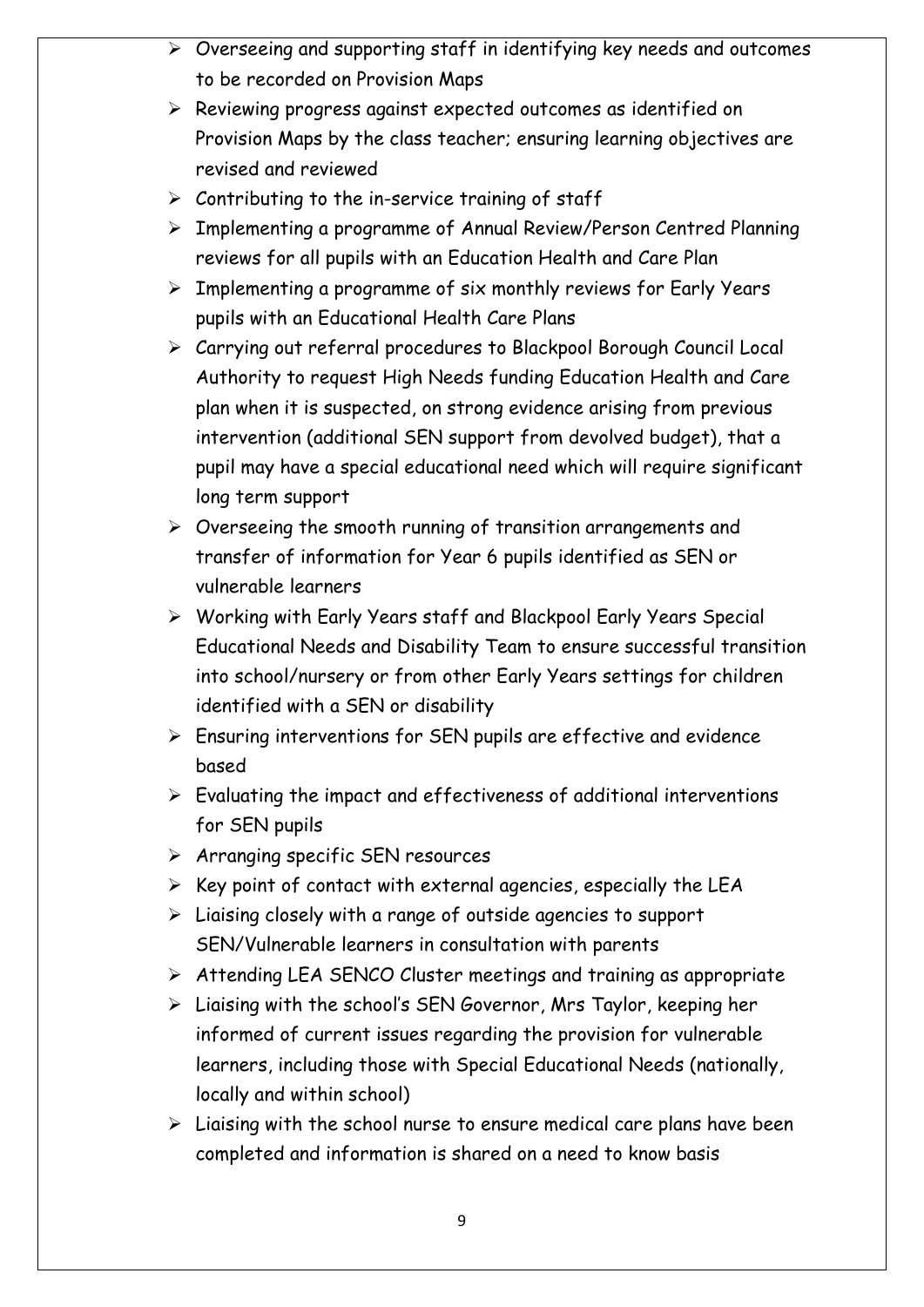- Overseeing and supporting staff in identifying key needs and outcomes to be recorded on Provision Maps
- Reviewing progress against expected outcomes as identified on Provision Maps by the class teacher; ensuring learning objectives are revised and reviewed
- Contributing to the in-service training of staff
- Implementing a programme of Annual Review/Person Centred Planning reviews for all pupils with an Education Health and Care Plan
- Implementing a programme of six monthly reviews for Early Years pupils with an Educational Health Care Plans
- Carrying out referral procedures to Blackpool Borough Council Local Authority to request High Needs funding Education Health and Care plan when it is suspected, on strong evidence arising from previous intervention (additional SEN support from devolved budget), that a pupil may have a special educational need which will require significant long term support
- Overseeing the smooth running of transition arrangements and transfer of information for Year 6 pupils identified as SEN or vulnerable learners
- Working with Early Years staff and Blackpool Early Years Special Educational Needs and Disability Team to ensure successful transition into school/nursery or from other Early Years settings for children identified with a SEN or disability
- Ensuring interventions for SEN pupils are effective and evidence based
- Evaluating the impact and effectiveness of additional interventions for SEN pupils
- Arranging specific SEN resources
- Key point of contact with external agencies, especially the LEA
- Liaising closely with a range of outside agencies to support SEN/Vulnerable learners in consultation with parents
- Attending LEA SENCO Cluster meetings and training as appropriate
- Liaising with the school's SEN Governor, Mrs Taylor, keeping her informed of current issues regarding the provision for vulnerable learners, including those with Special Educational Needs (nationally, locally and within school)
- Liaising with the school nurse to ensure medical care plans have been completed and information is shared on a need to know basis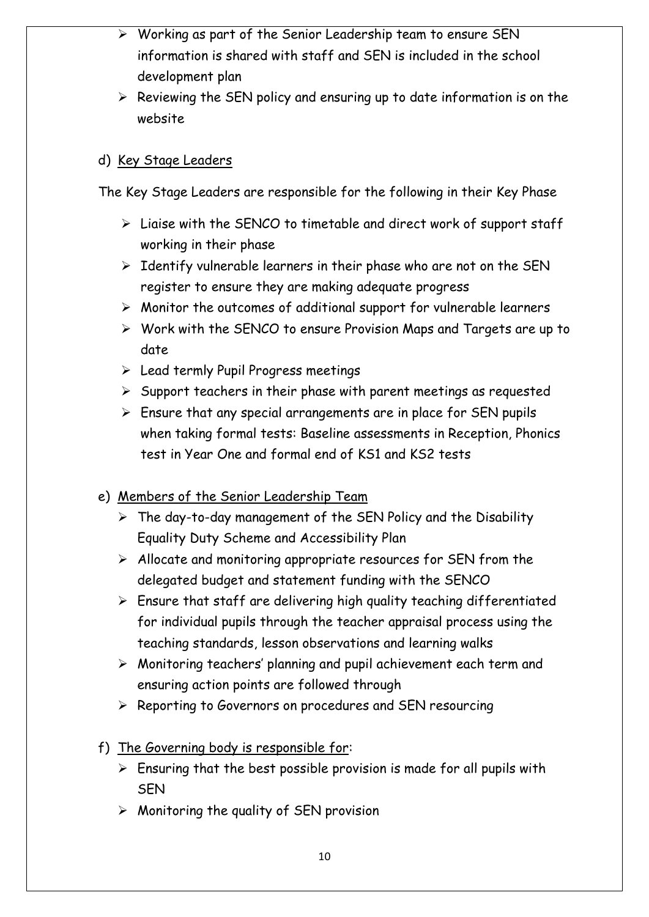- Working as part of the Senior Leadership team to ensure SEN information is shared with staff and SEN is included in the school development plan
- Reviewing the SEN policy and ensuring up to date information is on the website

d) <u>Key Stage Leaders</u>

The Key Stage Leaders are responsible for the following in their Key Phase

- Liaise with the SENCO to timetable and direct work of support staff working in their phase
- Identify vulnerable learners in their phase who are not on the SEN register to ensure they are making adequate progress
- Monitor the outcomes of additional support for vulnerable learners
- Work with the SENCO to ensure Provision Maps and Targets are up to date
- Lead termly Pupil Progress meetings
- Support teachers in their phase with parent meetings as requested
- Ensure that any special arrangements are in place for SEN pupils when taking formal tests: Baseline assessments in Reception, Phonics test in Year One and formal end of KS1 and KS2 tests

e) <u>Members of the Senior Leadership Team</u>

- The day-to-day management of the SEN Policy and the Disability Equality Duty Scheme and Accessibility Plan
- Allocate and monitoring appropriate resources for SEN from the delegated budget and statement funding with the SENCO
- Ensure that staff are delivering high quality teaching differentiated for individual pupils through the teacher appraisal process using the teaching standards, lesson observations and learning walks
- Monitoring teachers' planning and pupil achievement each term and ensuring action points are followed through
- Reporting to Governors on procedures and SEN resourcing

f) <u>The Governing body is responsible for</u>:

- Ensuring that the best possible provision is made for all pupils with SEN
- Monitoring the quality of SEN provision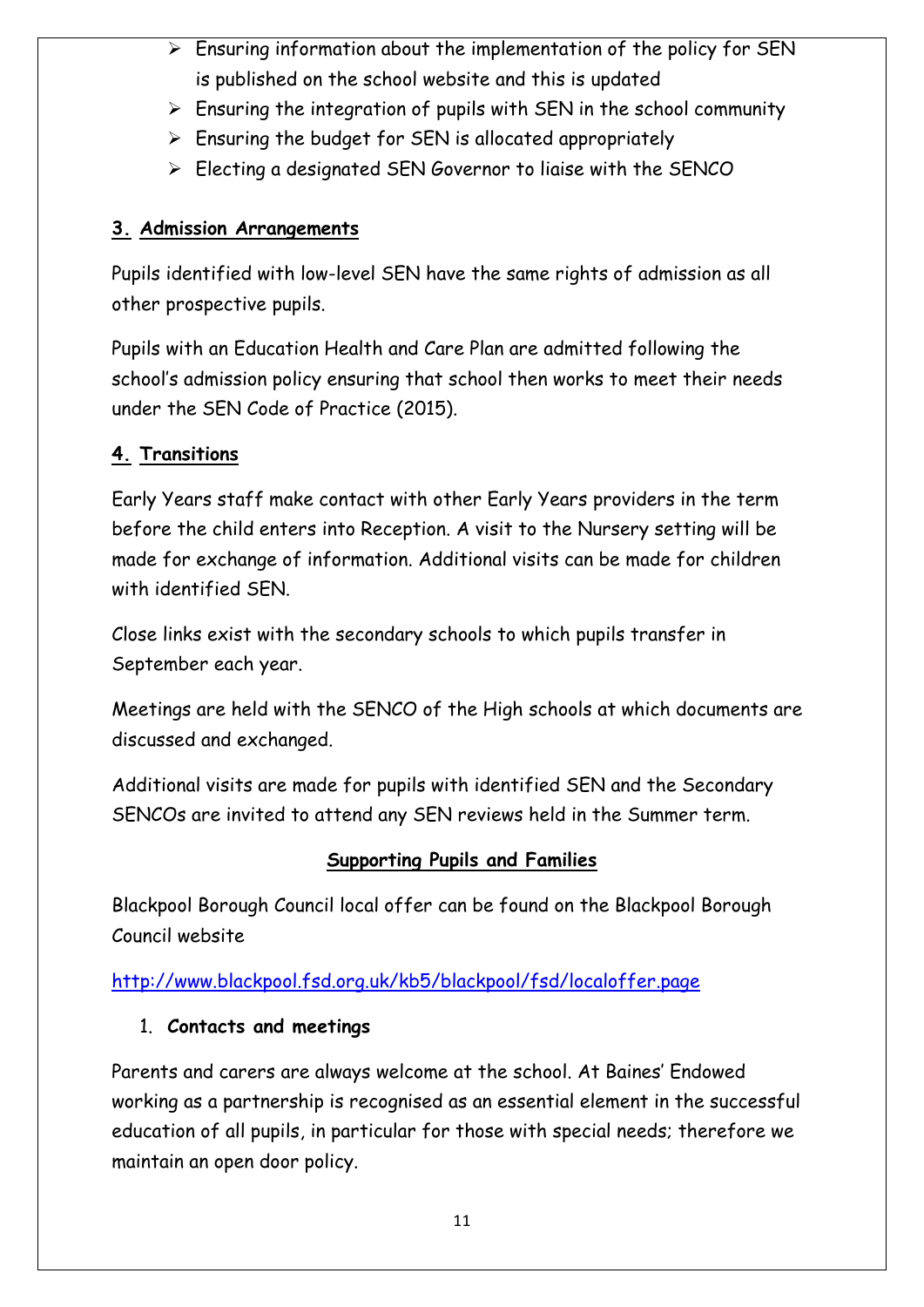- Ensuring information about the implementation of the policy for SEN is published on the school website and this is updated
- Ensuring the integration of pupils with SEN in the school community
- Ensuring the budget for SEN is allocated appropriately
- Electing a designated SEN Governor to liaise with the SENCO

### 3. Admission Arrangements

Pupils identified with low-level SEN have the same rights of admission as all other prospective pupils.

Pupils with an Education Health and Care Plan are admitted following the school's admission policy ensuring that school then works to meet their needs under the SEN Code of Practice (2015).

### 4. Transitions

Early Years staff make contact with other Early Years providers in the term before the child enters into Reception. A visit to the Nursery setting will be made for exchange of information. Additional visits can be made for children with identified SEN.

Close links exist with the secondary schools to which pupils transfer in September each year.

Meetings are held with the SENCO of the High schools at which documents are discussed and exchanged.

Additional visits are made for pupils with identified SEN and the Secondary SENCOs are invited to attend any SEN reviews held in the Summer term.

## Supporting Pupils and Families

Blackpool Borough Council local offer can be found on the Blackpool Borough Council website

http://www.blackpool.fsd.org.uk/kb5/blackpool/fsd/localoffer.page

1. **Contacts and meetings**

Parents and carers are always welcome at the school. At Baines' Endowed working as a partnership is recognised as an essential element in the successful education of all pupils, in particular for those with special needs; therefore we maintain an open door policy.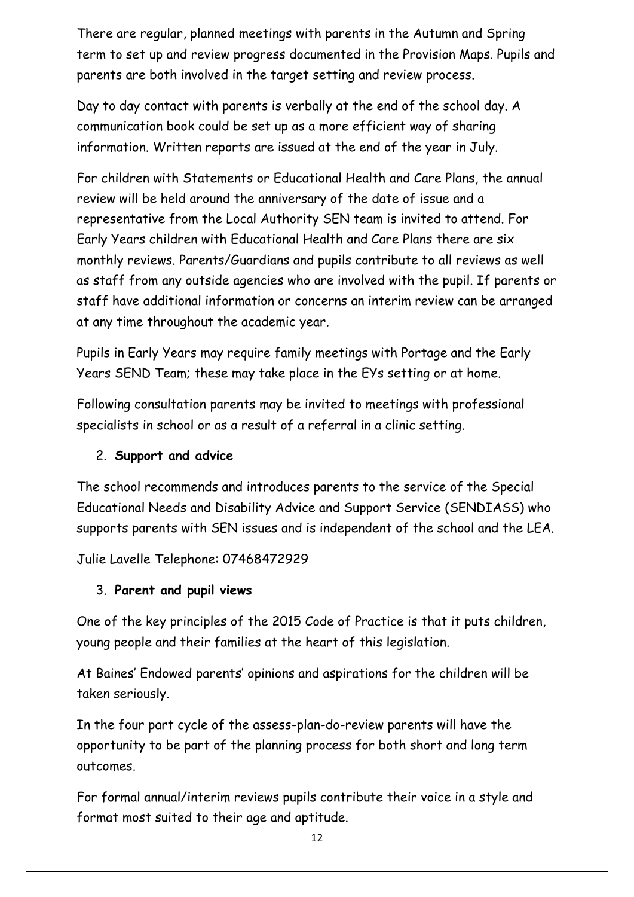There are regular, planned meetings with parents in the Autumn and Spring term to set up and review progress documented in the Provision Maps. Pupils and parents are both involved in the target setting and review process.

Day to day contact with parents is verbally at the end of the school day. A communication book could be set up as a more efficient way of sharing information. Written reports are issued at the end of the year in July.

For children with Statements or Educational Health and Care Plans, the annual review will be held around the anniversary of the date of issue and a representative from the Local Authority SEN team is invited to attend. For Early Years children with Educational Health and Care Plans there are six monthly reviews. Parents/Guardians and pupils contribute to all reviews as well as staff from any outside agencies who are involved with the pupil. If parents or staff have additional information or concerns an interim review can be arranged at any time throughout the academic year.

Pupils in Early Years may require family meetings with Portage and the Early Years SEND Team; these may take place in the EYs setting or at home.

Following consultation parents may be invited to meetings with professional specialists in school or as a result of a referral in a clinic setting.

2. **Support and advice**

The school recommends and introduces parents to the service of the Special Educational Needs and Disability Advice and Support Service (SENDIASS) who supports parents with SEN issues and is independent of the school and the LEA.

Julie Lavelle Telephone: 07468472929

3. **Parent and pupil views**

One of the key principles of the 2015 Code of Practice is that it puts children, young people and their families at the heart of this legislation.

At Baines' Endowed parents' opinions and aspirations for the children will be taken seriously.

In the four part cycle of the assess-plan-do-review parents will have the opportunity to be part of the planning process for both short and long term outcomes.

For formal annual/interim reviews pupils contribute their voice in a style and format most suited to their age and aptitude.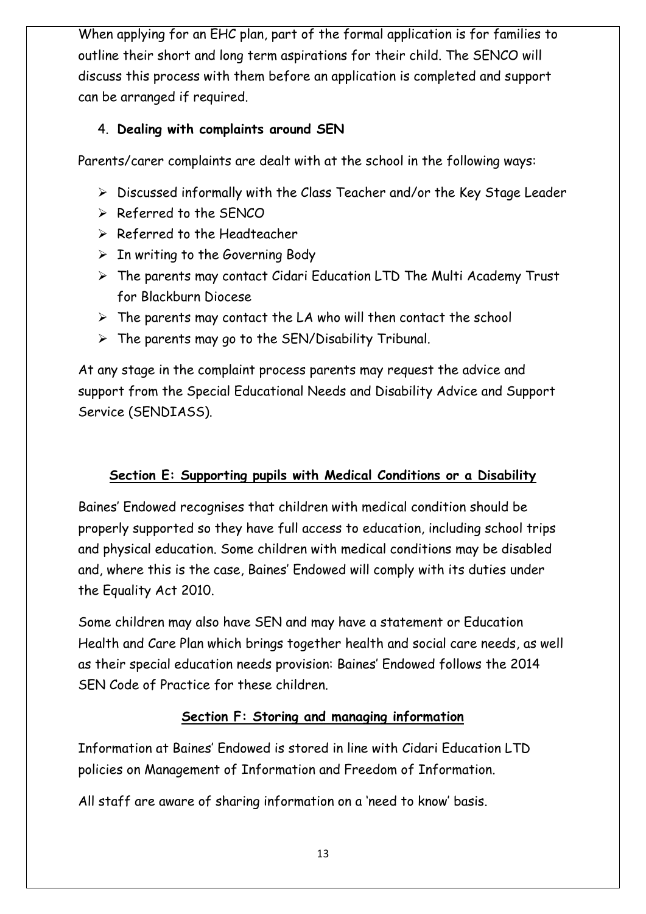When applying for an EHC plan, part of the formal application is for families to outline their short and long term aspirations for their child. The SENCO will discuss this process with them before an application is completed and support can be arranged if required.

4. **Dealing with complaints around SEN**

Parents/carer complaints are dealt with at the school in the following ways:

- Discussed informally with the Class Teacher and/or the Key Stage Leader
- Referred to the SENCO
- Referred to the Headteacher
- In writing to the Governing Body
- The parents may contact Cidari Education LTD The Multi Academy Trust for Blackburn Diocese
- The parents may contact the LA who will then contact the school
- The parents may go to the SEN/Disability Tribunal.

At any stage in the complaint process parents may request the advice and support from the Special Educational Needs and Disability Advice and Support Service (SENDIASS).

## Section E: Supporting pupils with Medical Conditions or a Disability

Baines' Endowed recognises that children with medical condition should be properly supported so they have full access to education, including school trips and physical education. Some children with medical conditions may be disabled and, where this is the case, Baines' Endowed will comply with its duties under the Equality Act 2010.

Some children may also have SEN and may have a statement or Education Health and Care Plan which brings together health and social care needs, as well as their special education needs provision: Baines' Endowed follows the 2014 SEN Code of Practice for these children.

## Section F: Storing and managing information

Information at Baines' Endowed is stored in line with Cidari Education LTD policies on Management of Information and Freedom of Information.

All staff are aware of sharing information on a 'need to know' basis.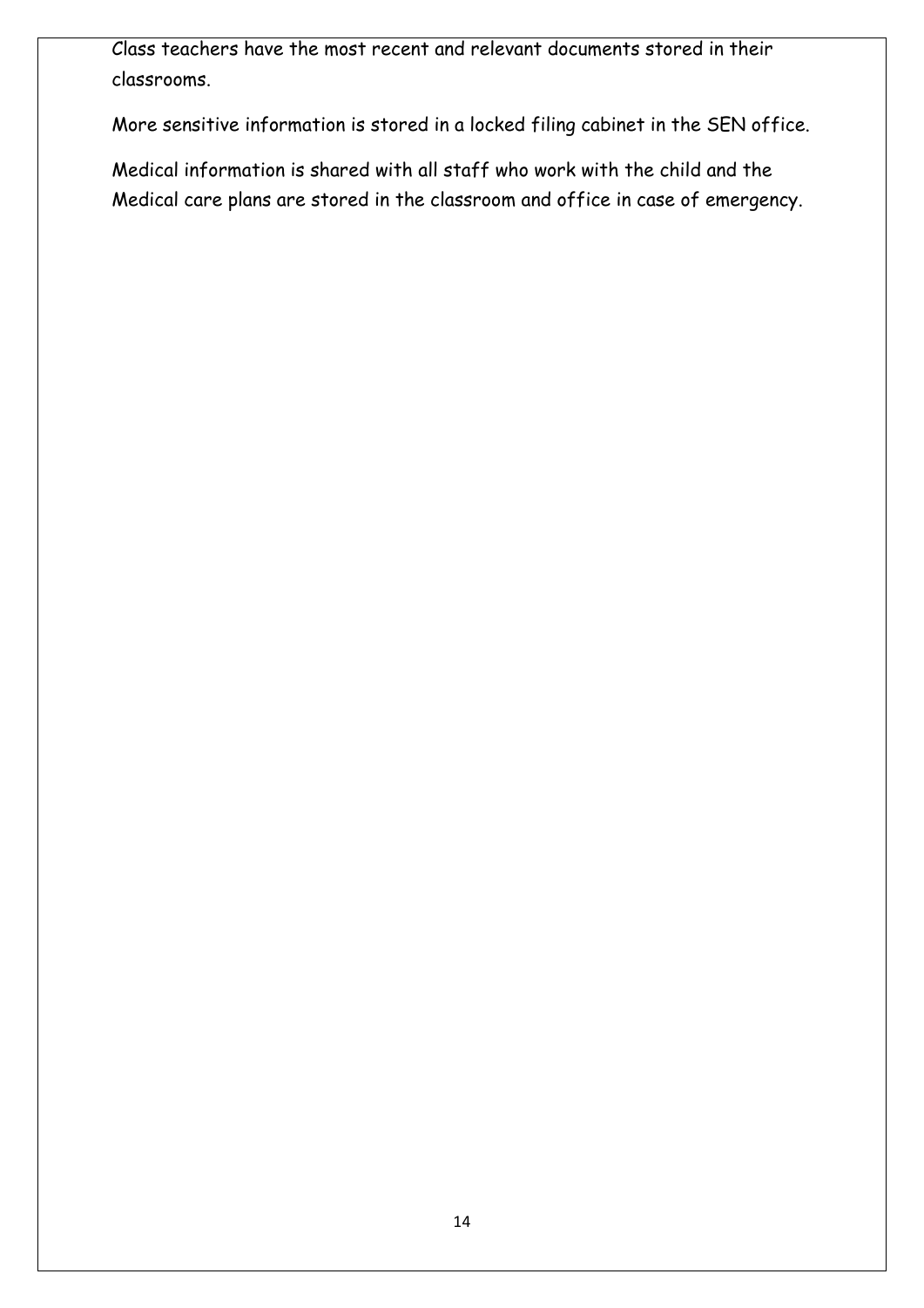Class teachers have the most recent and relevant documents stored in their classrooms.

More sensitive information is stored in a locked filing cabinet in the SEN office.

Medical information is shared with all staff who work with the child and the Medical care plans are stored in the classroom and office in case of emergency.